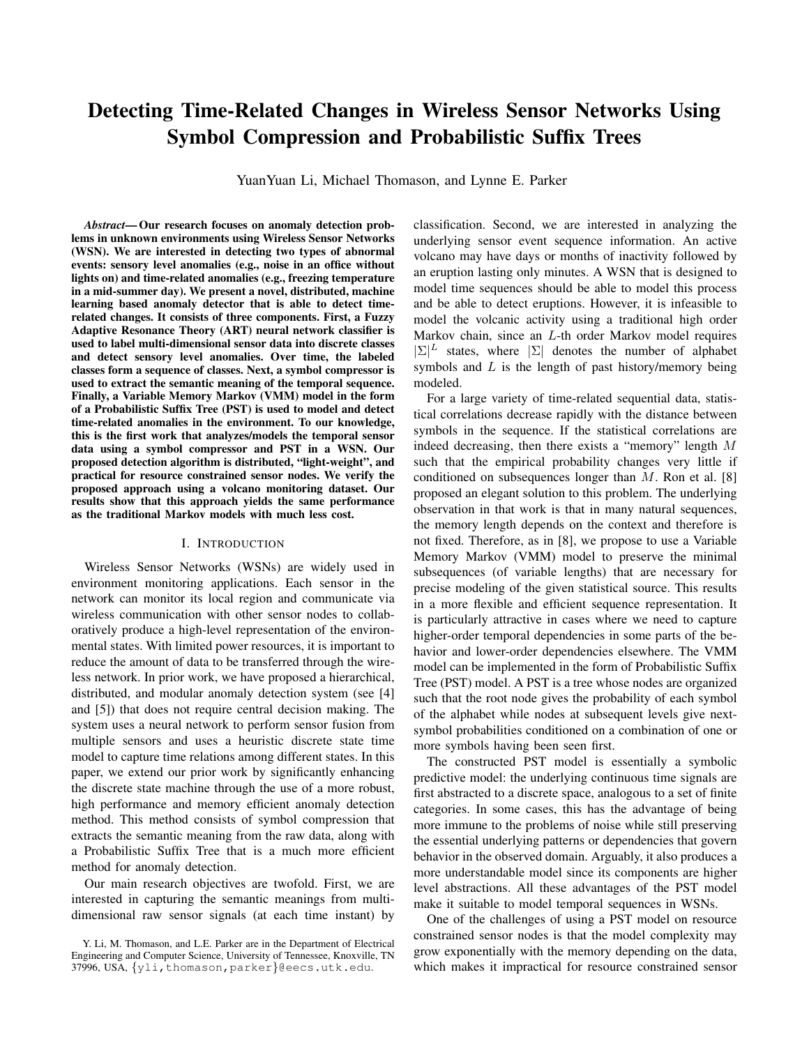# Detecting Time-Related Changes in Wireless Sensor Networks Using Symbol Compression and Probabilistic Suffix Trees

YuanYuan Li, Michael Thomason, and Lynne E. Parker

***Abstract*— Our research focuses on anomaly detection problems in unknown environments using Wireless Sensor Networks (WSN). We are interested in detecting two types of abnormal events: sensory level anomalies (e.g., noise in an office without lights on) and time-related anomalies (e.g., freezing temperature in a mid-summer day). We present a novel, distributed, machine learning based anomaly detector that is able to detect time-related changes. It consists of three components. First, a Fuzzy Adaptive Resonance Theory (ART) neural network classifier is used to label multi-dimensional sensor data into discrete classes and detect sensory level anomalies. Over time, the labeled classes form a sequence of classes. Next, a symbol compressor is used to extract the semantic meaning of the temporal sequence. Finally, a Variable Memory Markov (VMM) model in the form of a Probabilistic Suffix Tree (PST) is used to model and detect time-related anomalies in the environment. To our knowledge, this is the first work that analyzes/models the temporal sensor data using a symbol compressor and PST in a WSN. Our proposed detection algorithm is distributed, "light-weight", and practical for resource constrained sensor nodes. We verify the proposed approach using a volcano monitoring dataset. Our results show that this approach yields the same performance as the traditional Markov models with much less cost.**

## I. Introduction

Wireless Sensor Networks (WSNs) are widely used in environment monitoring applications. Each sensor in the network can monitor its local region and communicate via wireless communication with other sensor nodes to collaboratively produce a high-level representation of the environmental states. With limited power resources, it is important to reduce the amount of data to be transferred through the wireless network. In prior work, we have proposed a hierarchical, distributed, and modular anomaly detection system (see [4] and [5]) that does not require central decision making. The system uses a neural network to perform sensor fusion from multiple sensors and uses a heuristic discrete state time model to capture time relations among different states. In this paper, we extend our prior work by significantly enhancing the discrete state machine through the use of a more robust, high performance and memory efficient anomaly detection method. This method consists of symbol compression that extracts the semantic meaning from the raw data, along with a Probabilistic Suffix Tree that is a much more efficient method for anomaly detection.

Our main research objectives are twofold. First, we are interested in capturing the semantic meanings from multi-dimensional raw sensor signals (at each time instant) by classification. Second, we are interested in analyzing the underlying sensor event sequence information. An active volcano may have days or months of inactivity followed by an eruption lasting only minutes. A WSN that is designed to model time sequences should be able to model this process and be able to detect eruptions. However, it is infeasible to model the volcanic activity using a traditional high order Markov chain, since an $L$-th order Markov model requires $|\Sigma|^L$ states, where $|\Sigma|$ denotes the number of alphabet symbols and $L$ is the length of past history/memory being modeled.

For a large variety of time-related sequential data, statistical correlations decrease rapidly with the distance between symbols in the sequence. If the statistical correlations are indeed decreasing, then there exists a "memory" length $M$ such that the empirical probability changes very little if conditioned on subsequences longer than $M$. Ron et al. [8] proposed an elegant solution to this problem. The underlying observation in that work is that in many natural sequences, the memory length depends on the context and therefore is not fixed. Therefore, as in [8], we propose to use a Variable Memory Markov (VMM) model to preserve the minimal subsequences (of variable lengths) that are necessary for precise modeling of the given statistical source. This results in a more flexible and efficient sequence representation. It is particularly attractive in cases where we need to capture higher-order temporal dependencies in some parts of the behavior and lower-order dependencies elsewhere. The VMM model can be implemented in the form of Probabilistic Suffix Tree (PST) model. A PST is a tree whose nodes are organized such that the root node gives the probability of each symbol of the alphabet while nodes at subsequent levels give next-symbol probabilities conditioned on a combination of one or more symbols having been seen first.

The constructed PST model is essentially a symbolic predictive model: the underlying continuous time signals are first abstracted to a discrete space, analogous to a set of finite categories. In some cases, this has the advantage of being more immune to the problems of noise while still preserving the essential underlying patterns or dependencies that govern behavior in the observed domain. Arguably, it also produces a more understandable model since its components are higher level abstractions. All these advantages of the PST model make it suitable to model temporal sequences in WSNs.

One of the challenges of using a PST model on resource constrained sensor nodes is that the model complexity may grow exponentially with the memory depending on the data, which makes it impractical for resource constrained sensor

Y. Li, M. Thomason, and L.E. Parker are in the Department of Electrical Engineering and Computer Science, University of Tennessee, Knoxville, TN 37996, USA, {yli,thomason,parker}@eecs.utk.edu.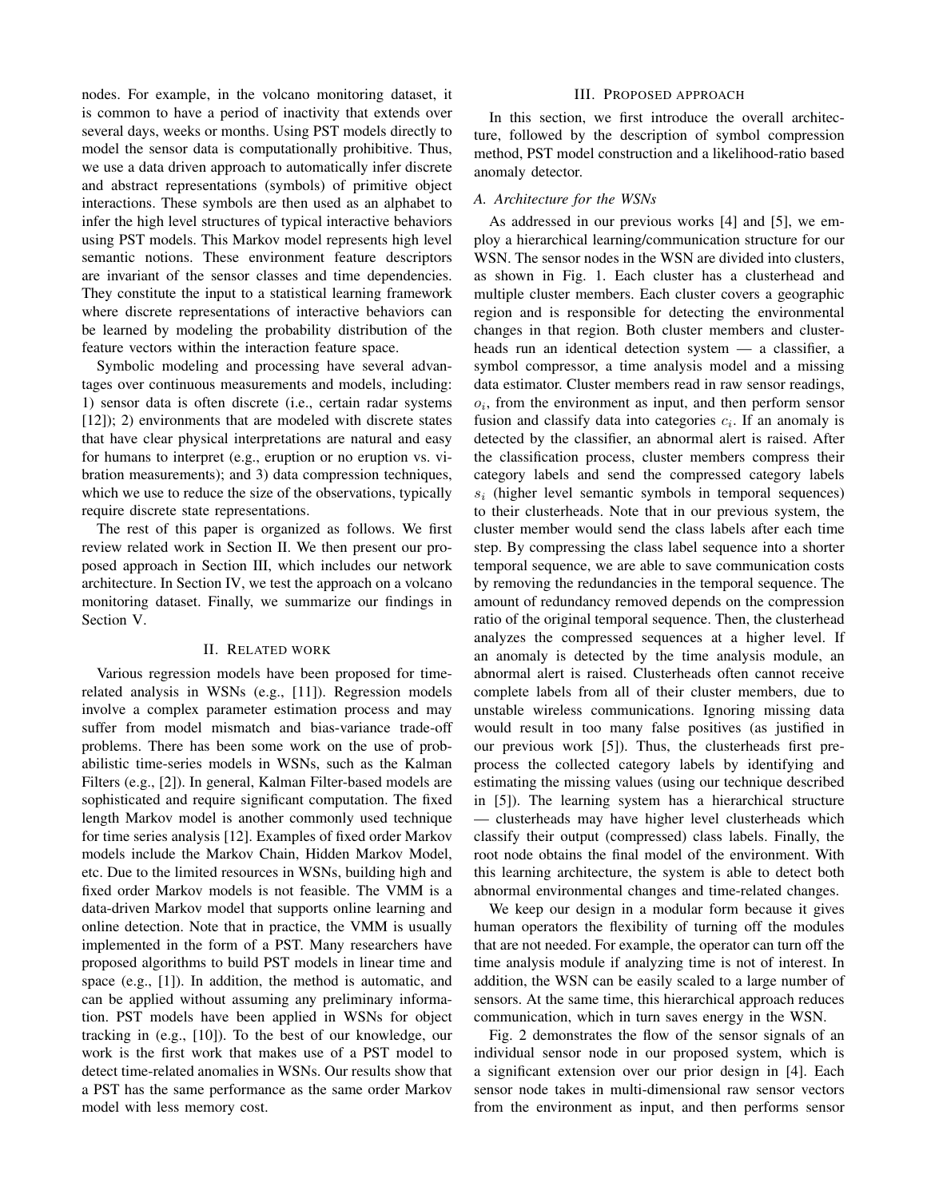nodes. For example, in the volcano monitoring dataset, it is common to have a period of inactivity that extends over several days, weeks or months. Using PST models directly to model the sensor data is computationally prohibitive. Thus, we use a data driven approach to automatically infer discrete and abstract representations (symbols) of primitive object interactions. These symbols are then used as an alphabet to infer the high level structures of typical interactive behaviors using PST models. This Markov model represents high level semantic notions. These environment feature descriptors are invariant of the sensor classes and time dependencies. They constitute the input to a statistical learning framework where discrete representations of interactive behaviors can be learned by modeling the probability distribution of the feature vectors within the interaction feature space.

Symbolic modeling and processing have several advantages over continuous measurements and models, including: 1) sensor data is often discrete (i.e., certain radar systems [12]); 2) environments that are modeled with discrete states that have clear physical interpretations are natural and easy for humans to interpret (e.g., eruption or no eruption vs. vibration measurements); and 3) data compression techniques, which we use to reduce the size of the observations, typically require discrete state representations.

The rest of this paper is organized as follows. We first review related work in Section II. We then present our proposed approach in Section III, which includes our network architecture. In Section IV, we test the approach on a volcano monitoring dataset. Finally, we summarize our findings in Section V.

## II. Related work

Various regression models have been proposed for time-related analysis in WSNs (e.g., [11]). Regression models involve a complex parameter estimation process and may suffer from model mismatch and bias-variance trade-off problems. There has been some work on the use of probabilistic time-series models in WSNs, such as the Kalman Filters (e.g., [2]). In general, Kalman Filter-based models are sophisticated and require significant computation. The fixed length Markov model is another commonly used technique for time series analysis [12]. Examples of fixed order Markov models include the Markov Chain, Hidden Markov Model, etc. Due to the limited resources in WSNs, building high and fixed order Markov models is not feasible. The VMM is a data-driven Markov model that supports online learning and online detection. Note that in practice, the VMM is usually implemented in the form of a PST. Many researchers have proposed algorithms to build PST models in linear time and space (e.g., [1]). In addition, the method is automatic, and can be applied without assuming any preliminary information. PST models have been applied in WSNs for object tracking in (e.g., [10]). To the best of our knowledge, our work is the first work that makes use of a PST model to detect time-related anomalies in WSNs. Our results show that a PST has the same performance as the same order Markov model with less memory cost.

## III. Proposed approach

In this section, we first introduce the overall architecture, followed by the description of symbol compression method, PST model construction and a likelihood-ratio based anomaly detector.

### A. Architecture for the WSNs

As addressed in our previous works [4] and [5], we employ a hierarchical learning/communication structure for our WSN. The sensor nodes in the WSN are divided into clusters, as shown in Fig. 1. Each cluster has a clusterhead and multiple cluster members. Each cluster covers a geographic region and is responsible for detecting the environmental changes in that region. Both cluster members and clusterheads run an identical detection system — a classifier, a symbol compressor, a time analysis model and a missing data estimator. Cluster members read in raw sensor readings, $o_i$, from the environment as input, and then perform sensor fusion and classify data into categories $c_i$. If an anomaly is detected by the classifier, an abnormal alert is raised. After the classification process, cluster members compress their category labels and send the compressed category labels $s_i$ (higher level semantic symbols in temporal sequences) to their clusterheads. Note that in our previous system, the cluster member would send the class labels after each time step. By compressing the class label sequence into a shorter temporal sequence, we are able to save communication costs by removing the redundancies in the temporal sequence. The amount of redundancy removed depends on the compression ratio of the original temporal sequence. Then, the clusterhead analyzes the compressed sequences at a higher level. If an anomaly is detected by the time analysis module, an abnormal alert is raised. Clusterheads often cannot receive complete labels from all of their cluster members, due to unstable wireless communications. Ignoring missing data would result in too many false positives (as justified in our previous work [5]). Thus, the clusterheads first preprocess the collected category labels by identifying and estimating the missing values (using our technique described in [5]). The learning system has a hierarchical structure — clusterheads may have higher level clusterheads which classify their output (compressed) class labels. Finally, the root node obtains the final model of the environment. With this learning architecture, the system is able to detect both abnormal environmental changes and time-related changes.

We keep our design in a modular form because it gives human operators the flexibility of turning off the modules that are not needed. For example, the operator can turn off the time analysis module if analyzing time is not of interest. In addition, the WSN can be easily scaled to a large number of sensors. At the same time, this hierarchical approach reduces communication, which in turn saves energy in the WSN.

Fig. 2 demonstrates the flow of the sensor signals of an individual sensor node in our proposed system, which is a significant extension over our prior design in [4]. Each sensor node takes in multi-dimensional raw sensor vectors from the environment as input, and then performs sensor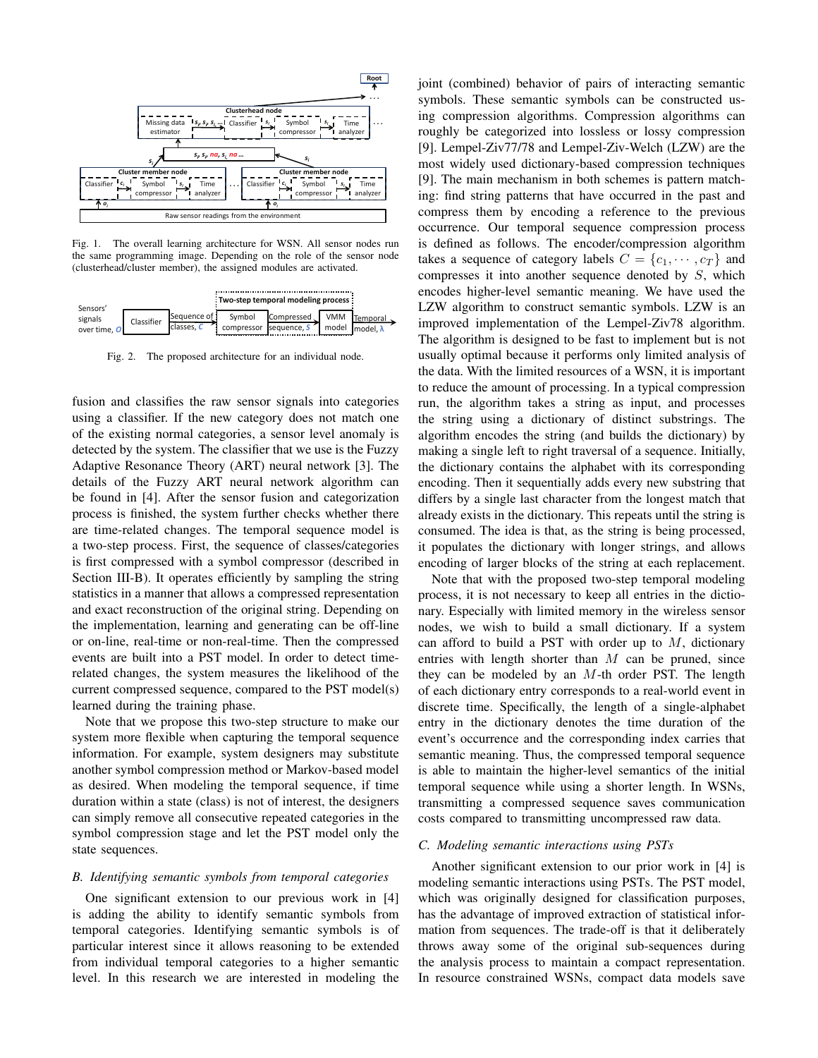Fig. 1. The overall learning architecture for WSN. All sensor nodes run the same programming image. Depending on the role of the sensor node (clusterhead/cluster member), the assigned modules are activated.

Fig. 2. The proposed architecture for an individual node.

fusion and classifies the raw sensor signals into categories using a classifier. If the new category does not match one of the existing normal categories, a sensor level anomaly is detected by the system. The classifier that we use is the Fuzzy Adaptive Resonance Theory (ART) neural network [3]. The details of the Fuzzy ART neural network algorithm can be found in [4]. After the sensor fusion and categorization process is finished, the system further checks whether there are time-related changes. The temporal sequence model is a two-step process. First, the sequence of classes/categories is first compressed with a symbol compressor (described in Section III-B). It operates efficiently by sampling the string statistics in a manner that allows a compressed representation and exact reconstruction of the original string. Depending on the implementation, learning and generating can be off-line or on-line, real-time or non-real-time. Then the compressed events are built into a PST model. In order to detect time-related changes, the system measures the likelihood of the current compressed sequence, compared to the PST model(s) learned during the training phase.

Note that we propose this two-step structure to make our system more flexible when capturing the temporal sequence information. For example, system designers may substitute another symbol compression method or Markov-based model as desired. When modeling the temporal sequence, if time duration within a state (class) is not of interest, the designers can simply remove all consecutive repeated categories in the symbol compression stage and let the PST model only the state sequences.

### B. Identifying semantic symbols from temporal categories

One significant extension to our previous work in [4] is adding the ability to identify semantic symbols from temporal categories. Identifying semantic symbols is of particular interest since it allows reasoning to be extended from individual temporal categories to a higher semantic level. In this research we are interested in modeling the joint (combined) behavior of pairs of interacting semantic symbols. These semantic symbols can be constructed using compression algorithms. Compression algorithms can roughly be categorized into lossless or lossy compression [9]. Lempel-Ziv77/78 and Lempel-Ziv-Welch (LZW) are the most widely used dictionary-based compression techniques [9]. The main mechanism in both schemes is pattern matching: find string patterns that have occurred in the past and compress them by encoding a reference to the previous occurrence. Our temporal sequence compression process is defined as follows. The encoder/compression algorithm takes a sequence of category labels $C = \{c_1, \cdots, c_T\}$ and compresses it into another sequence denoted by $S$, which encodes higher-level semantic meaning. We have used the LZW algorithm to construct semantic symbols. LZW is an improved implementation of the Lempel-Ziv78 algorithm. The algorithm is designed to be fast to implement but is not usually optimal because it performs only limited analysis of the data. With the limited resources of a WSN, it is important to reduce the amount of processing. In a typical compression run, the algorithm takes a string as input, and processes the string using a dictionary of distinct substrings. The algorithm encodes the string (and builds the dictionary) by making a single left to right traversal of a sequence. Initially, the dictionary contains the alphabet with its corresponding encoding. Then it sequentially adds every new substring that differs by a single last character from the longest match that already exists in the dictionary. This repeats until the string is consumed. The idea is that, as the string is being processed, it populates the dictionary with longer strings, and allows encoding of larger blocks of the string at each replacement.

Note that with the proposed two-step temporal modeling process, it is not necessary to keep all entries in the dictionary. Especially with limited memory in the wireless sensor nodes, we wish to build a small dictionary. If a system can afford to build a PST with order up to $M$, dictionary entries with length shorter than $M$ can be pruned, since they can be modeled by an $M$-th order PST. The length of each dictionary entry corresponds to a real-world event in discrete time. Specifically, the length of a single-alphabet entry in the dictionary denotes the time duration of the event's occurrence and the corresponding index carries that semantic meaning. Thus, the compressed temporal sequence is able to maintain the higher-level semantics of the initial temporal sequence while using a shorter length. In WSNs, transmitting a compressed sequence saves communication costs compared to transmitting uncompressed raw data.

### C. Modeling semantic interactions using PSTs

Another significant extension to our prior work in [4] is modeling semantic interactions using PSTs. The PST model, which was originally designed for classification purposes, has the advantage of improved extraction of statistical information from sequences. The trade-off is that it deliberately throws away some of the original sub-sequences during the analysis process to maintain a compact representation. In resource constrained WSNs, compact data models save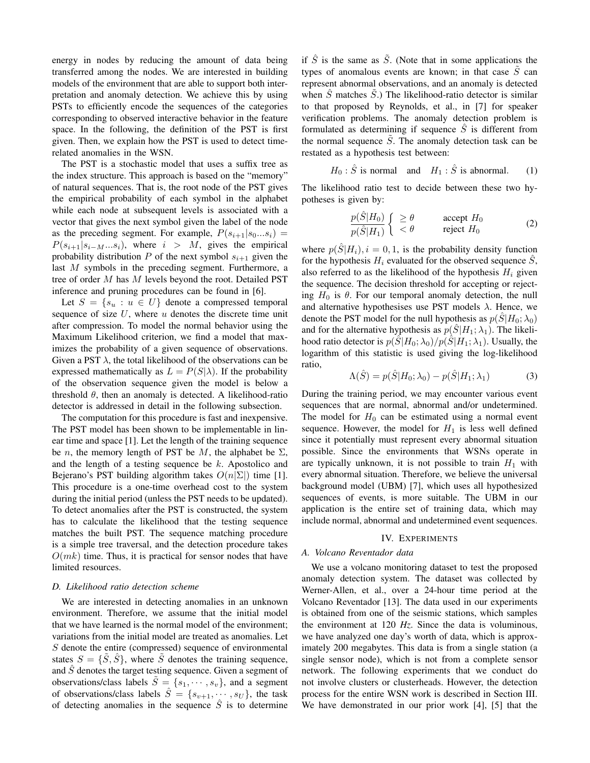energy in nodes by reducing the amount of data being transferred among the nodes. We are interested in building models of the environment that are able to support both interpretation and anomaly detection. We achieve this by using PSTs to efficiently encode the sequences of the categories corresponding to observed interactive behavior in the feature space. In the following, the definition of the PST is first given. Then, we explain how the PST is used to detect time-related anomalies in the WSN.

The PST is a stochastic model that uses a suffix tree as the index structure. This approach is based on the "memory" of natural sequences. That is, the root node of the PST gives the empirical probability of each symbol in the alphabet while each node at subsequent levels is associated with a vector that gives the next symbol given the label of the node as the preceding segment. For example, $P(s_{i+1}|s_0...s_i) = P(s_{i+1}|s_{i-M}...s_i)$, where $i > M$, gives the empirical probability distribution $P$ of the next symbol $s_{i+1}$ given the last $M$ symbols in the preceding segment. Furthermore, a tree of order $M$ has $M$ levels beyond the root. Detailed PST inference and pruning procedures can be found in [6].

Let $S = \{s_u : u \in U\}$ denote a compressed temporal sequence of size $U$, where $u$ denotes the discrete time unit after compression. To model the normal behavior using the Maximum Likelihood criterion, we find a model that maximizes the probability of a given sequence of observations. Given a PST $\lambda$, the total likelihood of the observations can be expressed mathematically as $L = P(S|\lambda)$. If the probability of the observation sequence given the model is below a threshold $\theta$, then an anomaly is detected. A likelihood-ratio detector is addressed in detail in the following subsection.

The computation for this procedure is fast and inexpensive. The PST model has been shown to be implementable in linear time and space [1]. Let the length of the training sequence be $n$, the memory length of PST be $M$, the alphabet be $\Sigma$, and the length of a testing sequence be $k$. Apostolico and Bejerano's PST building algorithm takes $O(n|\Sigma|)$ time [1]. This procedure is a one-time overhead cost to the system during the initial period (unless the PST needs to be updated). To detect anomalies after the PST is constructed, the system has to calculate the likelihood that the testing sequence matches the built PST. The sequence matching procedure is a simple tree traversal, and the detection procedure takes $O(mk)$ time. Thus, it is practical for sensor nodes that have limited resources.

### D. Likelihood ratio detection scheme

We are interested in detecting anomalies in an unknown environment. Therefore, we assume that the initial model that we have learned is the normal model of the environment; variations from the initial model are treated as anomalies. Let $S$ denote the entire (compressed) sequence of environmental states $S = \{\tilde{S}, \hat{S}\}$, where $\tilde{S}$ denotes the training sequence, and $\hat{S}$ denotes the target testing sequence. Given a segment of observations/class labels $\tilde{S} = \{s_1, \cdots, s_v\}$, and a segment of observations/class labels $\hat{S} = \{s_{v+1}, \cdots, s_U\}$, the task of detecting anomalies in the sequence $\hat{S}$ is to determine if $\hat{S}$ is the same as $\tilde{S}$. (Note that in some applications the types of anomalous events are known; in that case $\tilde{S}$ can represent abnormal observations, and an anomaly is detected when $\hat{S}$ matches $\tilde{S}$.) The likelihood-ratio detector is similar to that proposed by Reynolds, et al., in [7] for speaker verification problems. The anomaly detection problem is formulated as determining if sequence $\hat{S}$ is different from the normal sequence $\tilde{S}$. The anomaly detection task can be restated as a hypothesis test between:

$$H_0 : \hat{S} \text{ is normal} \quad \text{and} \quad H_1 : \hat{S} \text{ is abnormal.} \qquad (1)$$

The likelihood ratio test to decide between these two hypotheses is given by:

$$\frac{p(\hat{S}|H_0)}{p(\hat{S}|H_1)} \begin{cases} \geq \theta & \text{accept } H_0 \\ < \theta & \text{reject } H_0 \end{cases} \qquad (2)$$

where $p(\hat{S}|H_i), i = 0, 1$, is the probability density function for the hypothesis $H_i$ evaluated for the observed sequence $\hat{S}$, also referred to as the likelihood of the hypothesis $H_i$ given the sequence. The decision threshold for accepting or rejecting $H_0$ is $\theta$. For our temporal anomaly detection, the null and alternative hypothesises use PST models $\lambda$. Hence, we denote the PST model for the null hypothesis as $p(\hat{S}|H_0; \lambda_0)$ and for the alternative hypothesis as $p(\hat{S}|H_1; \lambda_1)$. The likelihood ratio detector is $p(\hat{S}|H_0; \lambda_0)/p(\hat{S}|H_1; \lambda_1)$. Usually, the logarithm of this statistic is used giving the log-likelihood ratio,

$$\Lambda(\hat{S}) = p(\hat{S}|H_0; \lambda_0) - p(\hat{S}|H_1; \lambda_1) \qquad (3)$$

During the training period, we may encounter various event sequences that are normal, abnormal and/or undetermined. The model for $H_0$ can be estimated using a normal event sequence. However, the model for $H_1$ is less well defined since it potentially must represent every abnormal situation possible. Since the environments that WSNs operate in are typically unknown, it is not possible to train $H_1$ with every abnormal situation. Therefore, we believe the universal background model (UBM) [7], which uses all hypothesized sequences of events, is more suitable. The UBM in our application is the entire set of training data, which may include normal, abnormal and undetermined event sequences.

## IV. Experiments

### A. Volcano Reventador data

We use a volcano monitoring dataset to test the proposed anomaly detection system. The dataset was collected by Werner-Allen, et al., over a 24-hour time period at the Volcano Reventador [13]. The data used in our experiments is obtained from one of the seismic stations, which samples the environment at 120 *Hz*. Since the data is voluminous, we have analyzed one day's worth of data, which is approximately 200 megabytes. This data is from a single station (a single sensor node), which is not from a complete sensor network. The following experiments that we conduct do not involve clusters or clusterheads. However, the detection process for the entire WSN work is described in Section III. We have demonstrated in our prior work [4], [5] that the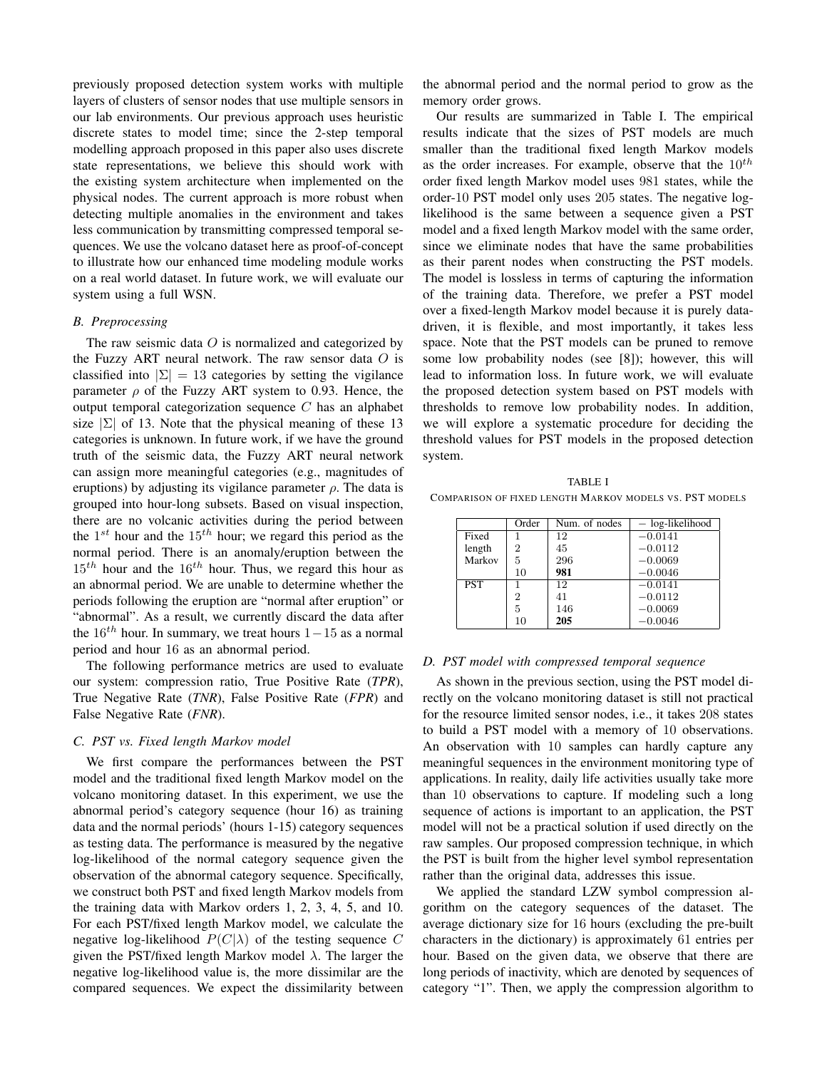previously proposed detection system works with multiple layers of clusters of sensor nodes that use multiple sensors in our lab environments. Our previous approach uses heuristic discrete states to model time; since the 2-step temporal modelling approach proposed in this paper also uses discrete state representations, we believe this should work with the existing system architecture when implemented on the physical nodes. The current approach is more robust when detecting multiple anomalies in the environment and takes less communication by transmitting compressed temporal sequences. We use the volcano dataset here as proof-of-concept to illustrate how our enhanced time modeling module works on a real world dataset. In future work, we will evaluate our system using a full WSN.

### B. Preprocessing

The raw seismic data $O$ is normalized and categorized by the Fuzzy ART neural network. The raw sensor data $O$ is classified into $|\Sigma| = 13$ categories by setting the vigilance parameter $\rho$ of the Fuzzy ART system to 0.93. Hence, the output temporal categorization sequence $C$ has an alphabet size $|\Sigma|$ of 13. Note that the physical meaning of these 13 categories is unknown. In future work, if we have the ground truth of the seismic data, the Fuzzy ART neural network can assign more meaningful categories (e.g., magnitudes of eruptions) by adjusting its vigilance parameter $\rho$. The data is grouped into hour-long subsets. Based on visual inspection, there are no volcanic activities during the period between the $1^{st}$ hour and the $15^{th}$ hour; we regard this period as the normal period. There is an anomaly/eruption between the $15^{th}$ hour and the $16^{th}$ hour. Thus, we regard this hour as an abnormal period. We are unable to determine whether the periods following the eruption are "normal after eruption" or "abnormal". As a result, we currently discard the data after the $16^{th}$ hour. In summary, we treat hours $1-15$ as a normal period and hour 16 as an abnormal period.

The following performance metrics are used to evaluate our system: compression ratio, True Positive Rate (*TPR*), True Negative Rate (*TNR*), False Positive Rate (*FPR*) and False Negative Rate (*FNR*).

### C. PST vs. Fixed length Markov model

We first compare the performances between the PST model and the traditional fixed length Markov model on the volcano monitoring dataset. In this experiment, we use the abnormal period's category sequence (hour 16) as training data and the normal periods' (hours 1-15) category sequences as testing data. The performance is measured by the negative log-likelihood of the normal category sequence given the observation of the abnormal category sequence. Specifically, we construct both PST and fixed length Markov models from the training data with Markov orders 1, 2, 3, 4, 5, and 10. For each PST/fixed length Markov model, we calculate the negative log-likelihood $P(C|\lambda)$ of the testing sequence $C$ given the PST/fixed length Markov model $\lambda$. The larger the negative log-likelihood value is, the more dissimilar are the compared sequences. We expect the dissimilarity between the abnormal period and the normal period to grow as the memory order grows.

Our results are summarized in Table I. The empirical results indicate that the sizes of PST models are much smaller than the traditional fixed length Markov models as the order increases. For example, observe that the $10^{th}$ order fixed length Markov model uses 981 states, while the order-10 PST model only uses 205 states. The negative log-likelihood is the same between a sequence given a PST model and a fixed length Markov model with the same order, since we eliminate nodes that have the same probabilities as their parent nodes when constructing the PST models. The model is lossless in terms of capturing the information of the training data. Therefore, we prefer a PST model over a fixed-length Markov model because it is purely data-driven, it is flexible, and most importantly, it takes less space. Note that the PST models can be pruned to remove some low probability nodes (see [8]); however, this will lead to information loss. In future work, we will evaluate the proposed detection system based on PST models with thresholds to remove low probability nodes. In addition, we will explore a systematic procedure for deciding the threshold values for PST models in the proposed detection system.

TABLE I

COMPARISON OF FIXED LENGTH MARKOV MODELS VS. PST MODELS

| | Order | Num. of nodes | $-$ log-likelihood |
|---|---|---|---|
| Fixed length Markov | 1 | 12 | $-0.0141$ |
| | 2 | 45 | $-0.0112$ |
| | 5 | 296 | $-0.0069$ |
| | 10 | **981** | $-0.0046$ |
| PST | 1 | 12 | $-0.0141$ |
| | 2 | 41 | $-0.0112$ |
| | 5 | 146 | $-0.0069$ |
| | 10 | **205** | $-0.0046$ |

### D. PST model with compressed temporal sequence

As shown in the previous section, using the PST model directly on the volcano monitoring dataset is still not practical for the resource limited sensor nodes, i.e., it takes 208 states to build a PST model with a memory of 10 observations. An observation with 10 samples can hardly capture any meaningful sequences in the environment monitoring type of applications. In reality, daily life activities usually take more than 10 observations to capture. If modeling such a long sequence of actions is important to an application, the PST model will not be a practical solution if used directly on the raw samples. Our proposed compression technique, in which the PST is built from the higher level symbol representation rather than the original data, addresses this issue.

We applied the standard LZW symbol compression algorithm on the category sequences of the dataset. The average dictionary size for 16 hours (excluding the pre-built characters in the dictionary) is approximately 61 entries per hour. Based on the given data, we observe that there are long periods of inactivity, which are denoted by sequences of category "1". Then, we apply the compression algorithm to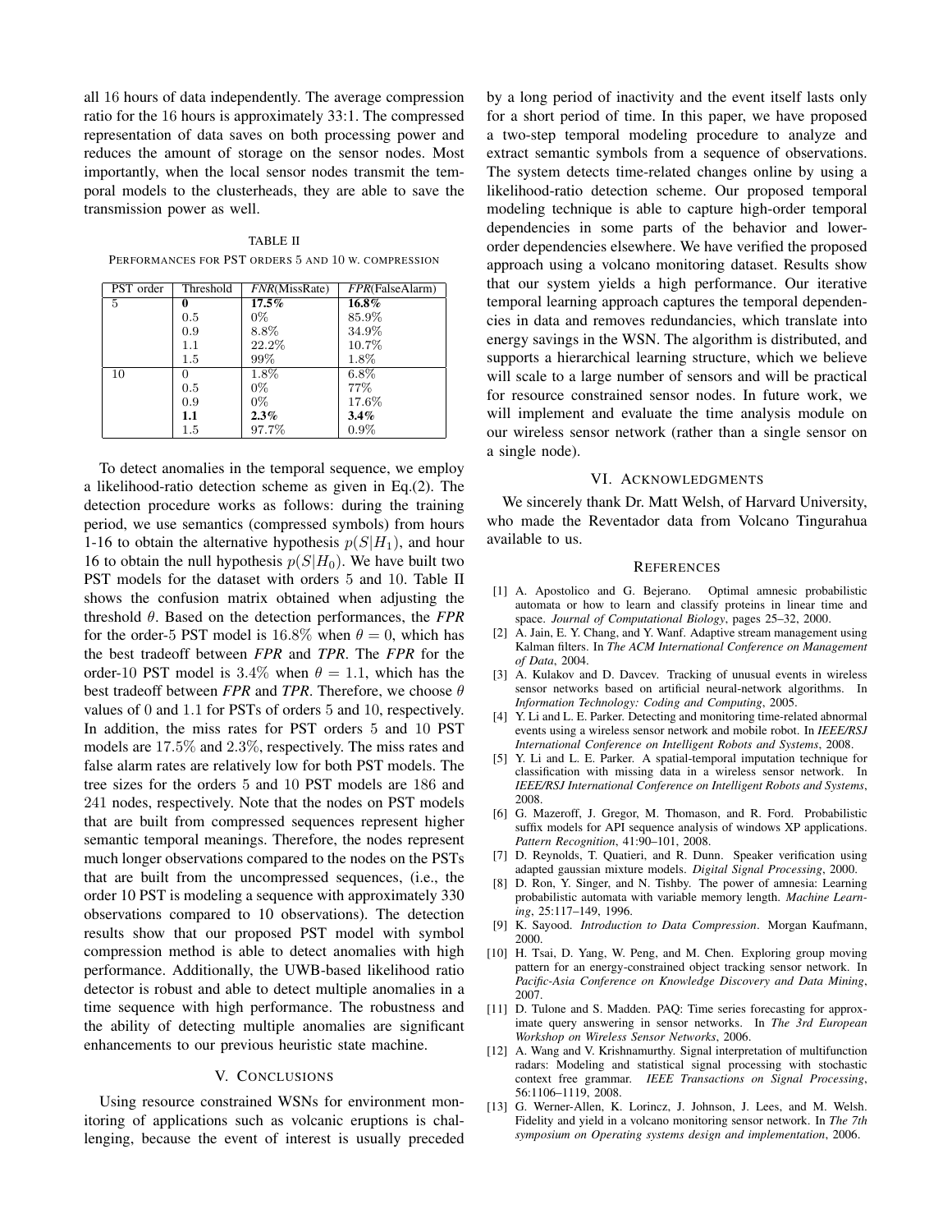all 16 hours of data independently. The average compression ratio for the 16 hours is approximately 33:1. The compressed representation of data saves on both processing power and reduces the amount of storage on the sensor nodes. Most importantly, when the local sensor nodes transmit the temporal models to the clusterheads, they are able to save the transmission power as well.

TABLE II
PERFORMANCES FOR PST ORDERS 5 AND 10 W. COMPRESSION

| PST order | Threshold | *FNR*(MissRate) | *FPR*(FalseAlarm) |
|---|---|---|---|
| 5 | **0** | **17.5%** | **16.8%** |
| | 0.5 | 0% | 85.9% |
| | 0.9 | 8.8% | 34.9% |
| | 1.1 | 22.2% | 10.7% |
| | 1.5 | 99% | 1.8% |
| 10 | 0 | 1.8% | 6.8% |
| | 0.5 | 0% | 77% |
| | 0.9 | 0% | 17.6% |
| | **1.1** | **2.3%** | **3.4%** |
| | 1.5 | 97.7% | 0.9% |

To detect anomalies in the temporal sequence, we employ a likelihood-ratio detection scheme as given in Eq.(2). The detection procedure works as follows: during the training period, we use semantics (compressed symbols) from hours 1-16 to obtain the alternative hypothesis $p(S|H_1)$, and hour 16 to obtain the null hypothesis $p(S|H_0)$. We have built two PST models for the dataset with orders 5 and 10. Table II shows the confusion matrix obtained when adjusting the threshold $\theta$. Based on the detection performances, the ***FPR*** for the order-5 PST model is 16.8% when $\theta = 0$, which has the best tradeoff between ***FPR*** and ***TPR***. The ***FPR*** for the order-10 PST model is 3.4% when $\theta = 1.1$, which has the best tradeoff between ***FPR*** and ***TPR***. Therefore, we choose $\theta$ values of 0 and 1.1 for PSTs of orders 5 and 10, respectively. In addition, the miss rates for PST orders 5 and 10 PST models are 17.5% and 2.3%, respectively. The miss rates and false alarm rates are relatively low for both PST models. The tree sizes for the orders 5 and 10 PST models are 186 and 241 nodes, respectively. Note that the nodes on PST models that are built from compressed sequences represent higher semantic temporal meanings. Therefore, the nodes represent much longer observations compared to the nodes on the PSTs that are built from the uncompressed sequences, (i.e., the order 10 PST is modeling a sequence with approximately 330 observations compared to 10 observations). The detection results show that our proposed PST model with symbol compression method is able to detect anomalies with high performance. Additionally, the UWB-based likelihood ratio detector is robust and able to detect multiple anomalies in a time sequence with high performance. The robustness and the ability of detecting multiple anomalies are significant enhancements to our previous heuristic state machine.

## V. CONCLUSIONS

Using resource constrained WSNs for environment monitoring of applications such as volcanic eruptions is challenging, because the event of interest is usually preceded by a long period of inactivity and the event itself lasts only for a short period of time. In this paper, we have proposed a two-step temporal modeling procedure to analyze and extract semantic symbols from a sequence of observations. The system detects time-related changes online by using a likelihood-ratio detection scheme. Our proposed temporal modeling technique is able to capture high-order temporal dependencies in some parts of the behavior and lower-order dependencies elsewhere. We have verified the proposed approach using a volcano monitoring dataset. Results show that our system yields a high performance. Our iterative temporal learning approach captures the temporal dependencies in data and removes redundancies, which translate into energy savings in the WSN. The algorithm is distributed, and supports a hierarchical learning structure, which we believe will scale to a large number of sensors and will be practical for resource constrained sensor nodes. In future work, we will implement and evaluate the time analysis module on our wireless sensor network (rather than a single sensor on a single node).

## VI. ACKNOWLEDGMENTS

We sincerely thank Dr. Matt Welsh, of Harvard University, who made the Reventador data from Volcano Tingurahua available to us.

## REFERENCES

[1] A. Apostolico and G. Bejerano. Optimal amnesic probabilistic automata or how to learn and classify proteins in linear time and space. *Journal of Computational Biology*, pages 25–32, 2000.

[2] A. Jain, E. Y. Chang, and Y. Wanf. Adaptive stream management using Kalman filters. In *The ACM International Conference on Management of Data*, 2004.

[3] A. Kulakov and D. Davcev. Tracking of unusual events in wireless sensor networks based on artificial neural-network algorithms. In *Information Technology: Coding and Computing*, 2005.

[4] Y. Li and L. E. Parker. Detecting and monitoring time-related abnormal events using a wireless sensor network and mobile robot. In *IEEE/RSJ International Conference on Intelligent Robots and Systems*, 2008.

[5] Y. Li and L. E. Parker. A spatial-temporal imputation technique for classification with missing data in a wireless sensor network. In *IEEE/RSJ International Conference on Intelligent Robots and Systems*, 2008.

[6] G. Mazeroff, J. Gregor, M. Thomason, and R. Ford. Probabilistic suffix models for API sequence analysis of windows XP applications. *Pattern Recognition*, 41:90–101, 2008.

[7] D. Reynolds, T. Quatieri, and R. Dunn. Speaker verification using adapted gaussian mixture models. *Digital Signal Processing*, 2000.

[8] D. Ron, Y. Singer, and N. Tishby. The power of amnesia: Learning probabilistic automata with variable memory length. *Machine Learning*, 25:117–149, 1996.

[9] K. Sayood. *Introduction to Data Compression*. Morgan Kaufmann, 2000.

[10] H. Tsai, D. Yang, W. Peng, and M. Chen. Exploring group moving pattern for an energy-constrained object tracking sensor network. In *Pacific-Asia Conference on Knowledge Discovery and Data Mining*, 2007.

[11] D. Tulone and S. Madden. PAQ: Time series forecasting for approximate query answering in sensor networks. In *The 3rd European Workshop on Wireless Sensor Networks*, 2006.

[12] A. Wang and V. Krishnamurthy. Signal interpretation of multifunction radars: Modeling and statistical signal processing with stochastic context free grammar. *IEEE Transactions on Signal Processing*, 56:1106–1119, 2008.

[13] G. Werner-Allen, K. Lorincz, J. Johnson, J. Lees, and M. Welsh. Fidelity and yield in a volcano monitoring sensor network. In *The 7th symposium on Operating systems design and implementation*, 2006.